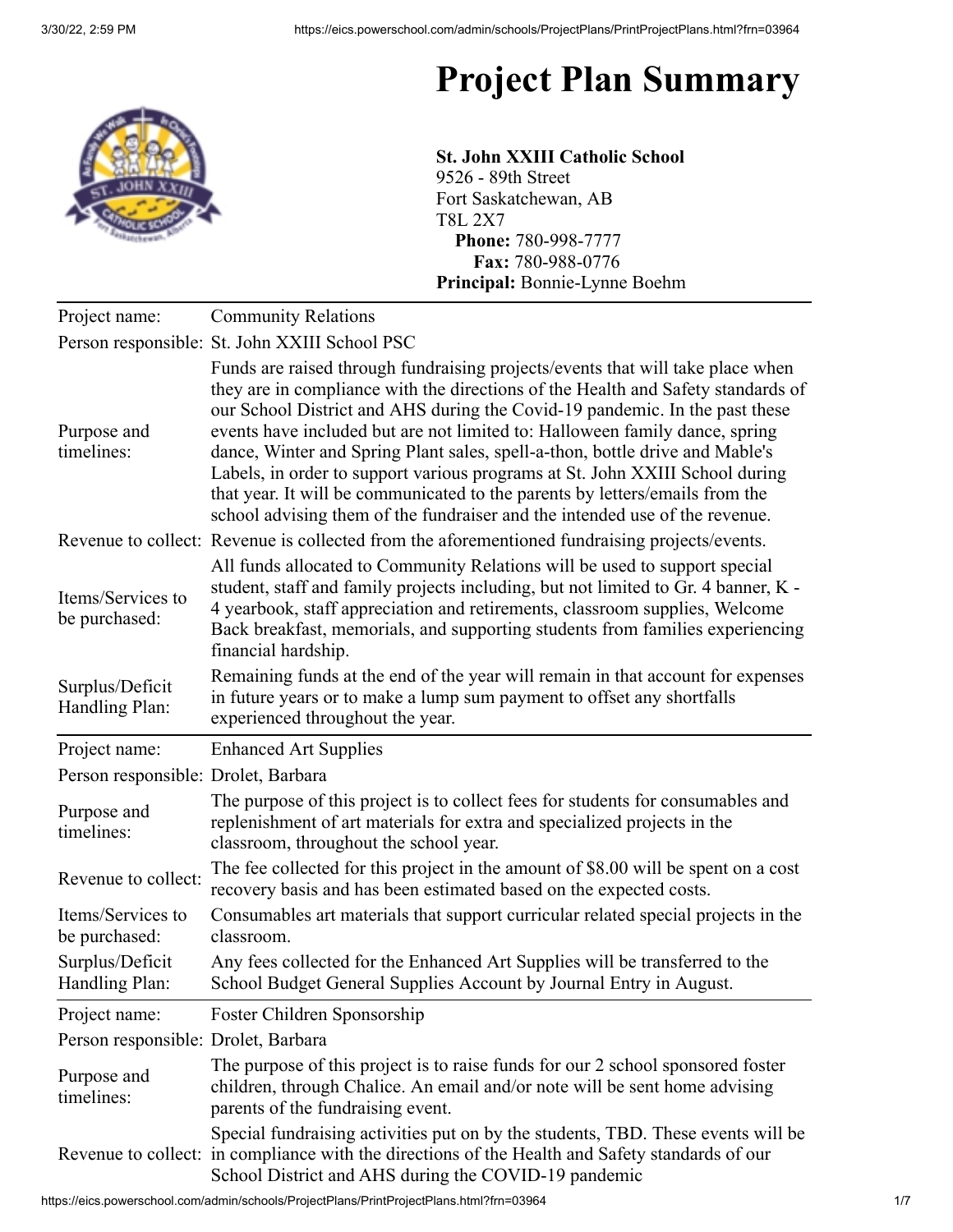# Project Plan Summary

**St. John XXIII Catholic School**
9526 - 89th Street
Fort Saskatchewan, AB
T8L 2X7
**Phone:** 780-998-7777
**Fax:** 780-988-0776
**Principal:** Bonnie-Lynne Boehm

| | |
|---|---|
| Project name: | Community Relations |
| Person responsible: | St. John XXIII School PSC |
| Purpose and timelines: | Funds are raised through fundraising projects/events that will take place when they are in compliance with the directions of the Health and Safety standards of our School District and AHS during the Covid-19 pandemic. In the past these events have included but are not limited to: Halloween family dance, spring dance, Winter and Spring Plant sales, spell-a-thon, bottle drive and Mable's Labels, in order to support various programs at St. John XXIII School during that year. It will be communicated to the parents by letters/emails from the school advising them of the fundraiser and the intended use of the revenue. |
| Revenue to collect: | Revenue is collected from the aforementioned fundraising projects/events. |
| Items/Services to be purchased: | All funds allocated to Community Relations will be used to support special student, staff and family projects including, but not limited to Gr. 4 banner, K - 4 yearbook, staff appreciation and retirements, classroom supplies, Welcome Back breakfast, memorials, and supporting students from families experiencing financial hardship. |
| Surplus/Deficit Handling Plan: | Remaining funds at the end of the year will remain in that account for expenses in future years or to make a lump sum payment to offset any shortfalls experienced throughout the year. |

| | |
|---|---|
| Project name: | Enhanced Art Supplies |
| Person responsible: | Drolet, Barbara |
| Purpose and timelines: | The purpose of this project is to collect fees for students for consumables and replenishment of art materials for extra and specialized projects in the classroom, throughout the school year. |
| Revenue to collect: | The fee collected for this project in the amount of $8.00 will be spent on a cost recovery basis and has been estimated based on the expected costs. |
| Items/Services to be purchased: | Consumables art materials that support curricular related special projects in the classroom. |
| Surplus/Deficit Handling Plan: | Any fees collected for the Enhanced Art Supplies will be transferred to the School Budget General Supplies Account by Journal Entry in August. |

| | |
|---|---|
| Project name: | Foster Children Sponsorship |
| Person responsible: | Drolet, Barbara |
| Purpose and timelines: | The purpose of this project is to raise funds for our 2 school sponsored foster children, through Chalice. An email and/or note will be sent home advising parents of the fundraising event. |
| Revenue to collect: | Special fundraising activities put on by the students, TBD. These events will be in compliance with the directions of the Health and Safety standards of our School District and AHS during the COVID-19 pandemic |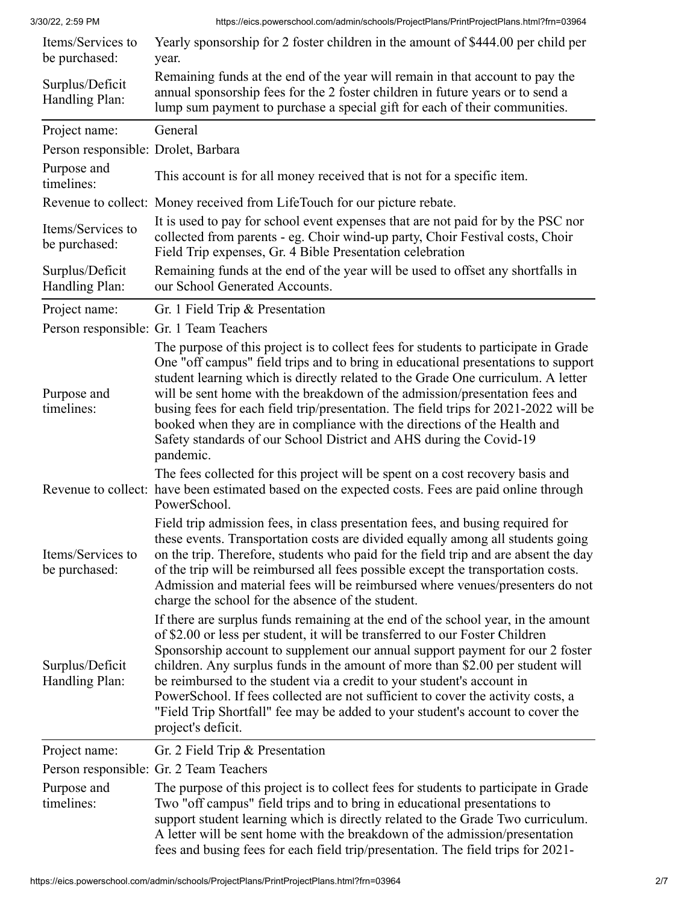| | |
|---|---|
| Items/Services to be purchased: | Yearly sponsorship for 2 foster children in the amount of $444.00 per child per year. |
| Surplus/Deficit Handling Plan: | Remaining funds at the end of the year will remain in that account to pay the annual sponsorship fees for the 2 foster children in future years or to send a lump sum payment to purchase a special gift for each of their communities. |

| | |
|---|---|
| Project name: | General |
| Person responsible: | Drolet, Barbara |
| Purpose and timelines: | This account is for all money received that is not for a specific item. |
| Revenue to collect: | Money received from LifeTouch for our picture rebate. |
| Items/Services to be purchased: | It is used to pay for school event expenses that are not paid for by the PSC nor collected from parents - eg. Choir wind-up party, Choir Festival costs, Choir Field Trip expenses, Gr. 4 Bible Presentation celebration |
| Surplus/Deficit Handling Plan: | Remaining funds at the end of the year will be used to offset any shortfalls in our School Generated Accounts. |

| | |
|---|---|
| Project name: | Gr. 1 Field Trip & Presentation |
| Person responsible: | Gr. 1 Team Teachers |
| Purpose and timelines: | The purpose of this project is to collect fees for students to participate in Grade One "off campus" field trips and to bring in educational presentations to support student learning which is directly related to the Grade One curriculum. A letter will be sent home with the breakdown of the admission/presentation fees and busing fees for each field trip/presentation. The field trips for 2021-2022 will be booked when they are in compliance with the directions of the Health and Safety standards of our School District and AHS during the Covid-19 pandemic. |
| Revenue to collect: | The fees collected for this project will be spent on a cost recovery basis and have been estimated based on the expected costs. Fees are paid online through PowerSchool. |
| Items/Services to be purchased: | Field trip admission fees, in class presentation fees, and busing required for these events. Transportation costs are divided equally among all students going on the trip. Therefore, students who paid for the field trip and are absent the day of the trip will be reimbursed all fees possible except the transportation costs. Admission and material fees will be reimbursed where venues/presenters do not charge the school for the absence of the student. |
| Surplus/Deficit Handling Plan: | If there are surplus funds remaining at the end of the school year, in the amount of $2.00 or less per student, it will be transferred to our Foster Children Sponsorship account to supplement our annual support payment for our 2 foster children. Any surplus funds in the amount of more than $2.00 per student will be reimbursed to the student via a credit to your student's account in PowerSchool. If fees collected are not sufficient to cover the activity costs, a "Field Trip Shortfall" fee may be added to your student's account to cover the project's deficit. |

| | |
|---|---|
| Project name: | Gr. 2 Field Trip & Presentation |
| Person responsible: | Gr. 2 Team Teachers |
| Purpose and timelines: | The purpose of this project is to collect fees for students to participate in Grade Two "off campus" field trips and to bring in educational presentations to support student learning which is directly related to the Grade Two curriculum. A letter will be sent home with the breakdown of the admission/presentation fees and busing fees for each field trip/presentation. The field trips for 2021- |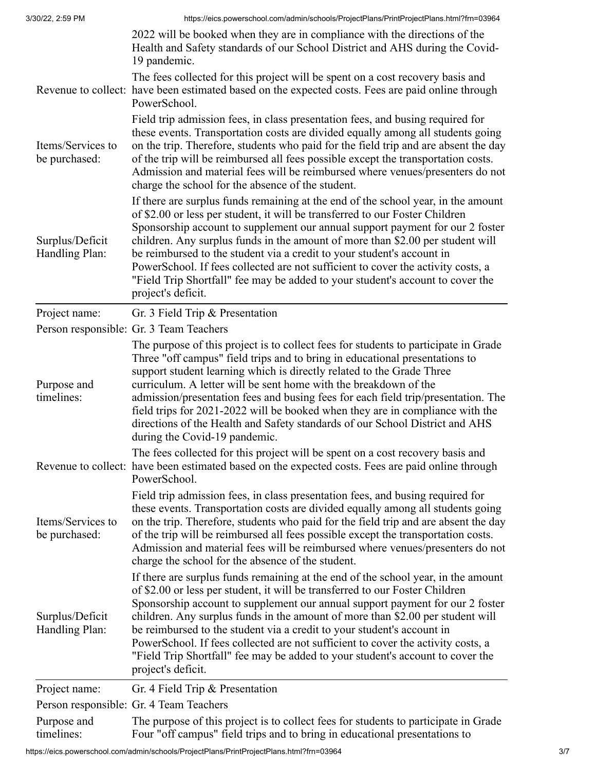| | |
|---|---|
| | 2022 will be booked when they are in compliance with the directions of the Health and Safety standards of our School District and AHS during the Covid-19 pandemic. |
| Revenue to collect: | The fees collected for this project will be spent on a cost recovery basis and have been estimated based on the expected costs. Fees are paid online through PowerSchool. |
| Items/Services to be purchased: | Field trip admission fees, in class presentation fees, and busing required for these events. Transportation costs are divided equally among all students going on the trip. Therefore, students who paid for the field trip and are absent the day of the trip will be reimbursed all fees possible except the transportation costs. Admission and material fees will be reimbursed where venues/presenters do not charge the school for the absence of the student. |
| Surplus/Deficit Handling Plan: | If there are surplus funds remaining at the end of the school year, in the amount of $2.00 or less per student, it will be transferred to our Foster Children Sponsorship account to supplement our annual support payment for our 2 foster children. Any surplus funds in the amount of more than $2.00 per student will be reimbursed to the student via a credit to your student's account in PowerSchool. If fees collected are not sufficient to cover the activity costs, a "Field Trip Shortfall" fee may be added to your student's account to cover the project's deficit. |

| | |
|---|---|
| Project name: | Gr. 3 Field Trip & Presentation |
| Person responsible: | Gr. 3 Team Teachers |
| Purpose and timelines: | The purpose of this project is to collect fees for students to participate in Grade Three "off campus" field trips and to bring in educational presentations to support student learning which is directly related to the Grade Three curriculum. A letter will be sent home with the breakdown of the admission/presentation fees and busing fees for each field trip/presentation. The field trips for 2021-2022 will be booked when they are in compliance with the directions of the Health and Safety standards of our School District and AHS during the Covid-19 pandemic. |
| Revenue to collect: | The fees collected for this project will be spent on a cost recovery basis and have been estimated based on the expected costs. Fees are paid online through PowerSchool. |
| Items/Services to be purchased: | Field trip admission fees, in class presentation fees, and busing required for these events. Transportation costs are divided equally among all students going on the trip. Therefore, students who paid for the field trip and are absent the day of the trip will be reimbursed all fees possible except the transportation costs. Admission and material fees will be reimbursed where venues/presenters do not charge the school for the absence of the student. |
| Surplus/Deficit Handling Plan: | If there are surplus funds remaining at the end of the school year, in the amount of $2.00 or less per student, it will be transferred to our Foster Children Sponsorship account to supplement our annual support payment for our 2 foster children. Any surplus funds in the amount of more than $2.00 per student will be reimbursed to the student via a credit to your student's account in PowerSchool. If fees collected are not sufficient to cover the activity costs, a "Field Trip Shortfall" fee may be added to your student's account to cover the project's deficit. |

| | |
|---|---|
| Project name: | Gr. 4 Field Trip & Presentation |
| Person responsible: | Gr. 4 Team Teachers |
| Purpose and timelines: | The purpose of this project is to collect fees for students to participate in Grade Four "off campus" field trips and to bring in educational presentations to |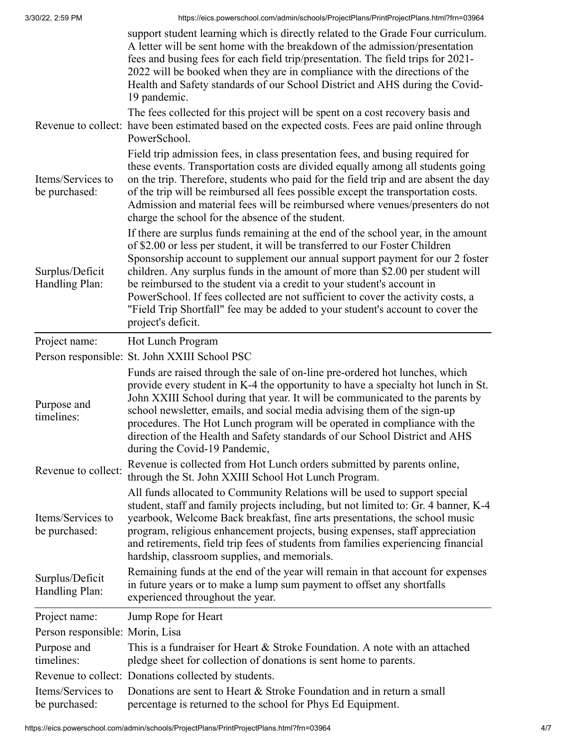| | |
|---|---|
| | support student learning which is directly related to the Grade Four curriculum. A letter will be sent home with the breakdown of the admission/presentation fees and busing fees for each field trip/presentation. The field trips for 2021-2022 will be booked when they are in compliance with the directions of the Health and Safety standards of our School District and AHS during the Covid-19 pandemic. |
| Revenue to collect: | The fees collected for this project will be spent on a cost recovery basis and have been estimated based on the expected costs. Fees are paid online through PowerSchool. |
| Items/Services to be purchased: | Field trip admission fees, in class presentation fees, and busing required for these events. Transportation costs are divided equally among all students going on the trip. Therefore, students who paid for the field trip and are absent the day of the trip will be reimbursed all fees possible except the transportation costs. Admission and material fees will be reimbursed where venues/presenters do not charge the school for the absence of the student. |
| Surplus/Deficit Handling Plan: | If there are surplus funds remaining at the end of the school year, in the amount of $2.00 or less per student, it will be transferred to our Foster Children Sponsorship account to supplement our annual support payment for our 2 foster children. Any surplus funds in the amount of more than $2.00 per student will be reimbursed to the student via a credit to your student's account in PowerSchool. If fees collected are not sufficient to cover the activity costs, a "Field Trip Shortfall" fee may be added to your student's account to cover the project's deficit. |

| | |
|---|---|
| Project name: | Hot Lunch Program |
| Person responsible: | St. John XXIII School PSC |
| Purpose and timelines: | Funds are raised through the sale of on-line pre-ordered hot lunches, which provide every student in K-4 the opportunity to have a specialty hot lunch in St. John XXIII School during that year. It will be communicated to the parents by school newsletter, emails, and social media advising them of the sign-up procedures. The Hot Lunch program will be operated in compliance with the direction of the Health and Safety standards of our School District and AHS during the Covid-19 Pandemic, |
| Revenue to collect: | Revenue is collected from Hot Lunch orders submitted by parents online, through the St. John XXIII School Hot Lunch Program. |
| Items/Services to be purchased: | All funds allocated to Community Relations will be used to support special student, staff and family projects including, but not limited to: Gr. 4 banner, K-4 yearbook, Welcome Back breakfast, fine arts presentations, the school music program, religious enhancement projects, busing expenses, staff appreciation and retirements, field trip fees of students from families experiencing financial hardship, classroom supplies, and memorials. |
| Surplus/Deficit Handling Plan: | Remaining funds at the end of the year will remain in that account for expenses in future years or to make a lump sum payment to offset any shortfalls experienced throughout the year. |

| | |
|---|---|
| Project name: | Jump Rope for Heart |
| Person responsible: | Morin, Lisa |
| Purpose and timelines: | This is a fundraiser for Heart & Stroke Foundation. A note with an attached pledge sheet for collection of donations is sent home to parents. |
| Revenue to collect: | Donations collected by students. |
| Items/Services to be purchased: | Donations are sent to Heart & Stroke Foundation and in return a small percentage is returned to the school for Phys Ed Equipment. |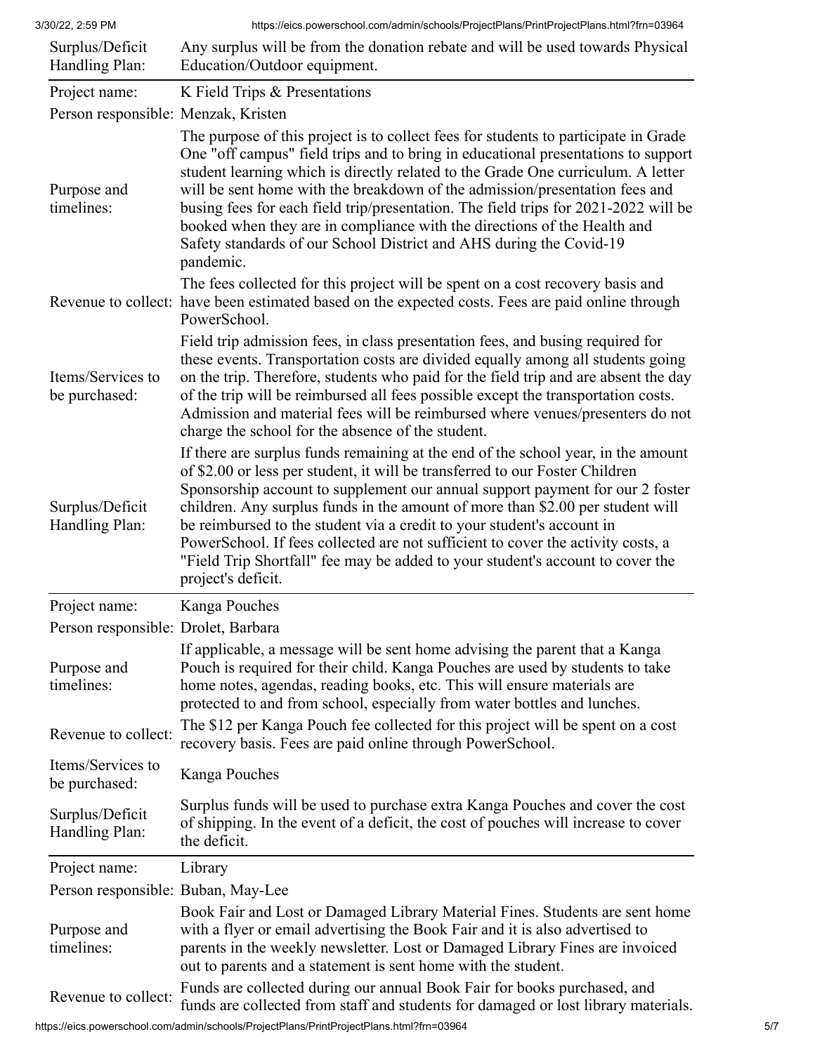| | |
|---|---|
| Surplus/Deficit Handling Plan: | Any surplus will be from the donation rebate and will be used towards Physical Education/Outdoor equipment. |

| | |
|---|---|
| Project name: | K Field Trips & Presentations |
| Person responsible: | Menzak, Kristen |
| Purpose and timelines: | The purpose of this project is to collect fees for students to participate in Grade One "off campus" field trips and to bring in educational presentations to support student learning which is directly related to the Grade One curriculum. A letter will be sent home with the breakdown of the admission/presentation fees and busing fees for each field trip/presentation. The field trips for 2021-2022 will be booked when they are in compliance with the directions of the Health and Safety standards of our School District and AHS during the Covid-19 pandemic. |
| Revenue to collect: | The fees collected for this project will be spent on a cost recovery basis and have been estimated based on the expected costs. Fees are paid online through PowerSchool. |
| Items/Services to be purchased: | Field trip admission fees, in class presentation fees, and busing required for these events. Transportation costs are divided equally among all students going on the trip. Therefore, students who paid for the field trip and are absent the day of the trip will be reimbursed all fees possible except the transportation costs. Admission and material fees will be reimbursed where venues/presenters do not charge the school for the absence of the student. |
| Surplus/Deficit Handling Plan: | If there are surplus funds remaining at the end of the school year, in the amount of $2.00 or less per student, it will be transferred to our Foster Children Sponsorship account to supplement our annual support payment for our 2 foster children. Any surplus funds in the amount of more than $2.00 per student will be reimbursed to the student via a credit to your student's account in PowerSchool. If fees collected are not sufficient to cover the activity costs, a "Field Trip Shortfall" fee may be added to your student's account to cover the project's deficit. |

| | |
|---|---|
| Project name: | Kanga Pouches |
| Person responsible: | Drolet, Barbara |
| Purpose and timelines: | If applicable, a message will be sent home advising the parent that a Kanga Pouch is required for their child. Kanga Pouches are used by students to take home notes, agendas, reading books, etc. This will ensure materials are protected to and from school, especially from water bottles and lunches. |
| Revenue to collect: | The $12 per Kanga Pouch fee collected for this project will be spent on a cost recovery basis. Fees are paid online through PowerSchool. |
| Items/Services to be purchased: | Kanga Pouches |
| Surplus/Deficit Handling Plan: | Surplus funds will be used to purchase extra Kanga Pouches and cover the cost of shipping. In the event of a deficit, the cost of pouches will increase to cover the deficit. |

| | |
|---|---|
| Project name: | Library |
| Person responsible: | Buban, May-Lee |
| Purpose and timelines: | Book Fair and Lost or Damaged Library Material Fines. Students are sent home with a flyer or email advertising the Book Fair and it is also advertised to parents in the weekly newsletter. Lost or Damaged Library Fines are invoiced out to parents and a statement is sent home with the student. |
| Revenue to collect: | Funds are collected during our annual Book Fair for books purchased, and funds are collected from staff and students for damaged or lost library materials. |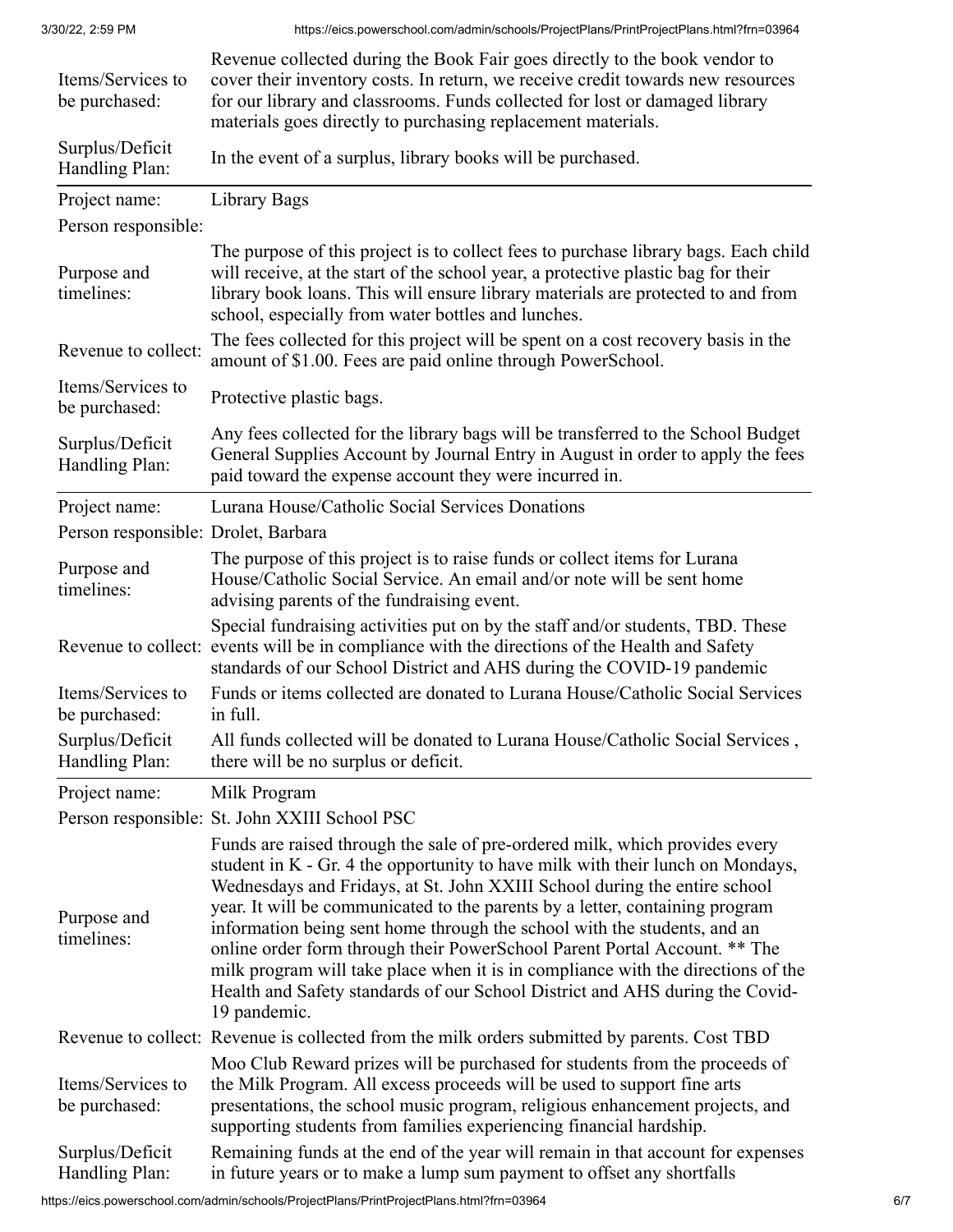| | |
|---|---|
| Items/Services to be purchased: | Revenue collected during the Book Fair goes directly to the book vendor to cover their inventory costs. In return, we receive credit towards new resources for our library and classrooms. Funds collected for lost or damaged library materials goes directly to purchasing replacement materials. |
| Surplus/Deficit Handling Plan: | In the event of a surplus, library books will be purchased. |

| | |
|---|---|
| Project name: | Library Bags |
| Person responsible: | |
| Purpose and timelines: | The purpose of this project is to collect fees to purchase library bags. Each child will receive, at the start of the school year, a protective plastic bag for their library book loans. This will ensure library materials are protected to and from school, especially from water bottles and lunches. |
| Revenue to collect: | The fees collected for this project will be spent on a cost recovery basis in the amount of $1.00. Fees are paid online through PowerSchool. |
| Items/Services to be purchased: | Protective plastic bags. |
| Surplus/Deficit Handling Plan: | Any fees collected for the library bags will be transferred to the School Budget General Supplies Account by Journal Entry in August in order to apply the fees paid toward the expense account they were incurred in. |

| | |
|---|---|
| Project name: | Lurana House/Catholic Social Services Donations |
| Person responsible: | Drolet, Barbara |
| Purpose and timelines: | The purpose of this project is to raise funds or collect items for Lurana House/Catholic Social Service. An email and/or note will be sent home advising parents of the fundraising event. |
| Revenue to collect: | Special fundraising activities put on by the staff and/or students, TBD. These events will be in compliance with the directions of the Health and Safety standards of our School District and AHS during the COVID-19 pandemic |
| Items/Services to be purchased: | Funds or items collected are donated to Lurana House/Catholic Social Services in full. |
| Surplus/Deficit Handling Plan: | All funds collected will be donated to Lurana House/Catholic Social Services , there will be no surplus or deficit. |

| | |
|---|---|
| Project name: | Milk Program |
| Person responsible: | St. John XXIII School PSC |
| Purpose and timelines: | Funds are raised through the sale of pre-ordered milk, which provides every student in K - Gr. 4 the opportunity to have milk with their lunch on Mondays, Wednesdays and Fridays, at St. John XXIII School during the entire school year. It will be communicated to the parents by a letter, containing program information being sent home through the school with the students, and an online order form through their PowerSchool Parent Portal Account. ** The milk program will take place when it is in compliance with the directions of the Health and Safety standards of our School District and AHS during the Covid-19 pandemic. |
| Revenue to collect: | Revenue is collected from the milk orders submitted by parents. Cost TBD |
| Items/Services to be purchased: | Moo Club Reward prizes will be purchased for students from the proceeds of the Milk Program. All excess proceeds will be used to support fine arts presentations, the school music program, religious enhancement projects, and supporting students from families experiencing financial hardship. |
| Surplus/Deficit Handling Plan: | Remaining funds at the end of the year will remain in that account for expenses in future years or to make a lump sum payment to offset any shortfalls |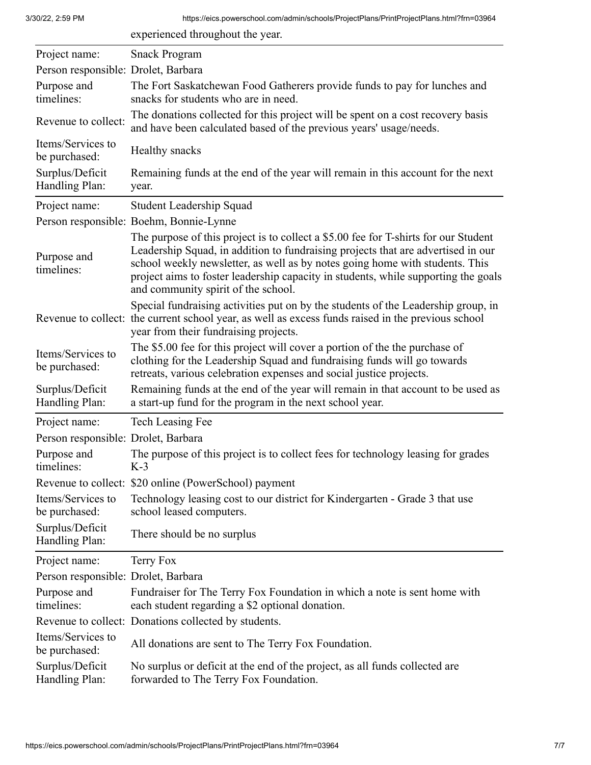experienced throughout the year.

| | |
|---|---|
| Project name: | Snack Program |
| Person responsible: | Drolet, Barbara |
| Purpose and timelines: | The Fort Saskatchewan Food Gatherers provide funds to pay for lunches and snacks for students who are in need. |
| Revenue to collect: | The donations collected for this project will be spent on a cost recovery basis and have been calculated based of the previous years' usage/needs. |
| Items/Services to be purchased: | Healthy snacks |
| Surplus/Deficit Handling Plan: | Remaining funds at the end of the year will remain in this account for the next year. |

| | |
|---|---|
| Project name: | Student Leadership Squad |
| Person responsible: | Boehm, Bonnie-Lynne |
| Purpose and timelines: | The purpose of this project is to collect a $5.00 fee for T-shirts for our Student Leadership Squad, in addition to fundraising projects that are advertised in our school weekly newsletter, as well as by notes going home with students. This project aims to foster leadership capacity in students, while supporting the goals and community spirit of the school. |
| Revenue to collect: | Special fundraising activities put on by the students of the Leadership group, in the current school year, as well as excess funds raised in the previous school year from their fundraising projects. |
| Items/Services to be purchased: | The $5.00 fee for this project will cover a portion of the the purchase of clothing for the Leadership Squad and fundraising funds will go towards retreats, various celebration expenses and social justice projects. |
| Surplus/Deficit Handling Plan: | Remaining funds at the end of the year will remain in that account to be used as a start-up fund for the program in the next school year. |

| | |
|---|---|
| Project name: | Tech Leasing Fee |
| Person responsible: | Drolet, Barbara |
| Purpose and timelines: | The purpose of this project is to collect fees for technology leasing for grades K-3 |
| Revenue to collect: | $20 online (PowerSchool) payment |
| Items/Services to be purchased: | Technology leasing cost to our district for Kindergarten - Grade 3 that use school leased computers. |
| Surplus/Deficit Handling Plan: | There should be no surplus |

| | |
|---|---|
| Project name: | Terry Fox |
| Person responsible: | Drolet, Barbara |
| Purpose and timelines: | Fundraiser for The Terry Fox Foundation in which a note is sent home with each student regarding a $2 optional donation. |
| Revenue to collect: | Donations collected by students. |
| Items/Services to be purchased: | All donations are sent to The Terry Fox Foundation. |
| Surplus/Deficit Handling Plan: | No surplus or deficit at the end of the project, as all funds collected are forwarded to The Terry Fox Foundation. |